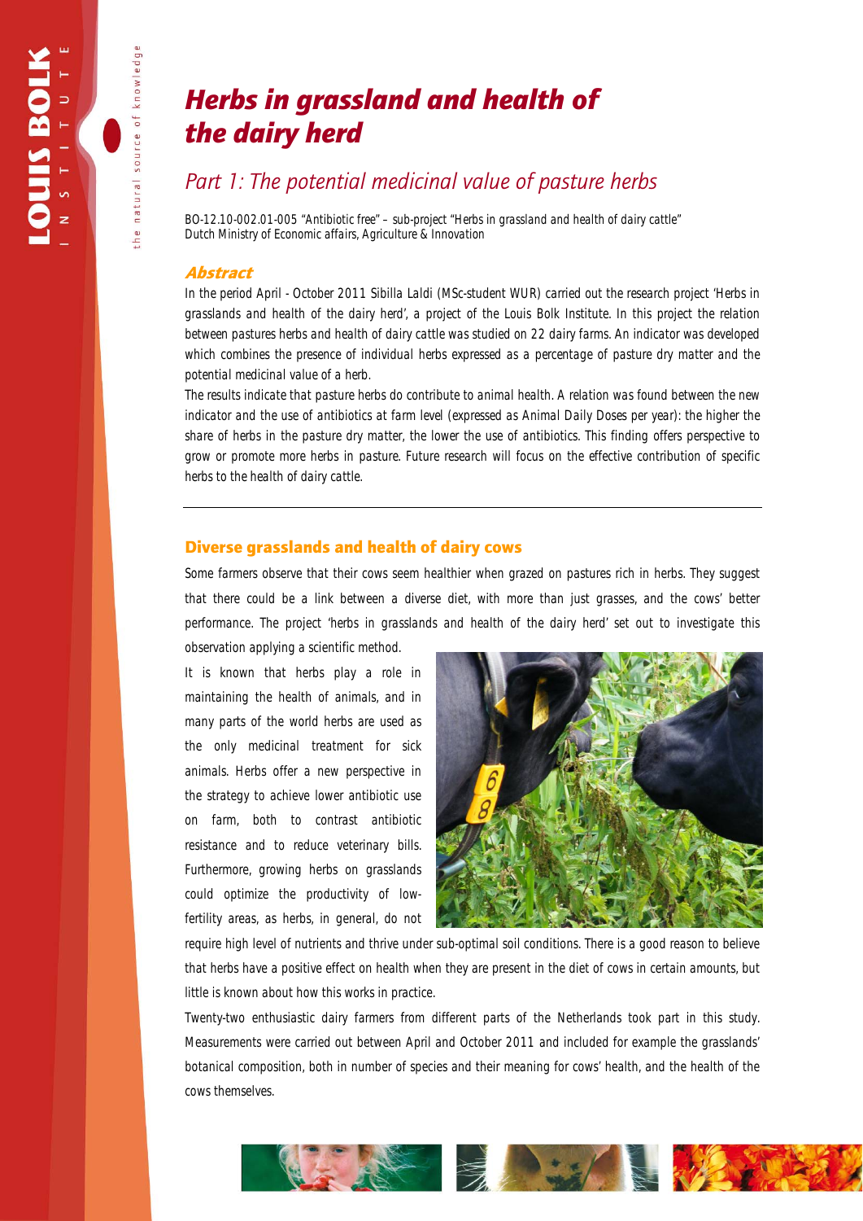# Herbs in grassland and health of the dairy herd

## Part 1: The potential medicinal value of pasture herbs

BO-12.10-002.01-005 "Antibiotic free" – sub-project "Herbs in grassland and health of dairy cattle"
Dutch Ministry of Economic affairs, Agriculture & Innovation

### Abstract

In the period April - October 2011 Sibilla Laldi (MSc-student WUR) carried out the research project 'Herbs in grasslands and health of the dairy herd', a project of the Louis Bolk Institute. In this project the relation between pastures herbs and health of dairy cattle was studied on 22 dairy farms. An indicator was developed which combines the presence of individual herbs expressed as a percentage of pasture dry matter and the potential medicinal value of a herb.

The results indicate that pasture herbs do contribute to animal health. A relation was found between the new indicator and the use of antibiotics at farm level (expressed as Animal Daily Doses per year): the higher the share of herbs in the pasture dry matter, the lower the use of antibiotics. This finding offers perspective to grow or promote more herbs in pasture. Future research will focus on the effective contribution of specific herbs to the health of dairy cattle.

---

## Diverse grasslands and health of dairy cows

Some farmers observe that their cows seem healthier when grazed on pastures rich in herbs. They suggest that there could be a link between a diverse diet, with more than just grasses, and the cows' better performance. The project 'herbs in grasslands and health of the dairy herd' set out to investigate this observation applying a scientific method.

It is known that herbs play a role in maintaining the health of animals, and in many parts of the world herbs are used as the only medicinal treatment for sick animals. Herbs offer a new perspective in the strategy to achieve lower antibiotic use on farm, both to contrast antibiotic resistance and to reduce veterinary bills. Furthermore, growing herbs on grasslands could optimize the productivity of low-fertility areas, as herbs, in general, do not require high level of nutrients and thrive under sub-optimal soil conditions. There is a good reason to believe that herbs have a positive effect on health when they are present in the diet of cows in certain amounts, but little is known about how this works in practice.

Twenty-two enthusiastic dairy farmers from different parts of the Netherlands took part in this study. Measurements were carried out between April and October 2011 and included for example the grasslands' botanical composition, both in number of species and their meaning for cows' health, and the health of the cows themselves.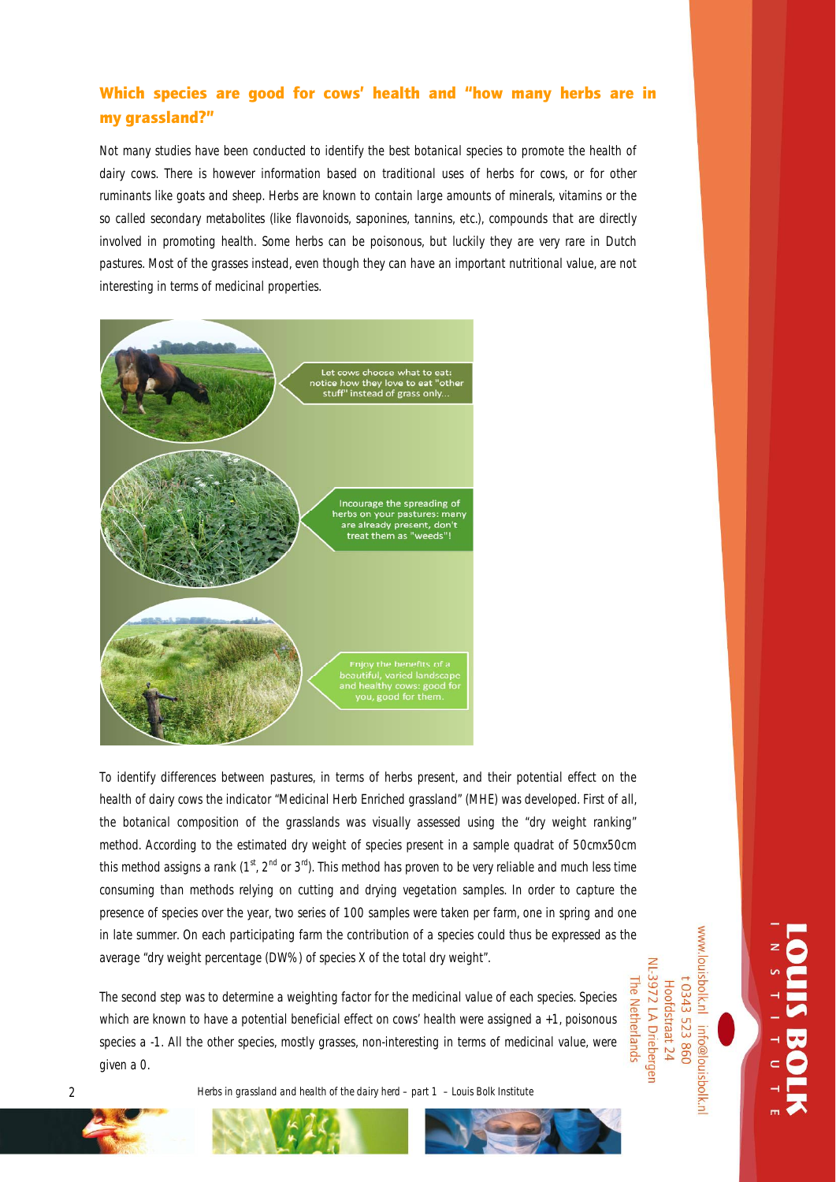## Which species are good for cows' health and "how many herbs are in my grassland?"

Not many studies have been conducted to identify the best botanical species to promote the health of dairy cows. There is however information based on traditional uses of herbs for cows, or for other ruminants like goats and sheep. Herbs are known to contain large amounts of minerals, vitamins or the so called secondary metabolites (like flavonoids, saponines, tannins, etc.), compounds that are directly involved in promoting health. Some herbs can be poisonous, but luckily they are very rare in Dutch pastures. Most of the grasses instead, even though they can have an important nutritional value, are not interesting in terms of medicinal properties.

Let cows choose what to eat: notice how they love to eat "other stuff" instead of grass only...

Incourage the spreading of herbs on your pastures: many are already present, don't treat them as "weeds"!

Enjoy the benefits of a beautiful, varied landscape and healthy cows: good for you, good for them.

To identify differences between pastures, in terms of herbs present, and their potential effect on the health of dairy cows the indicator "Medicinal Herb Enriched grassland" (MHE) was developed. First of all, the botanical composition of the grasslands was visually assessed using the "dry weight ranking" method. According to the estimated dry weight of species present in a sample quadrat of 50cmx50cm this method assigns a rank (1st, 2nd or 3rd). This method has proven to be very reliable and much less time consuming than methods relying on cutting and drying vegetation samples. In order to capture the presence of species over the year, two series of 100 samples were taken per farm, one in spring and one in late summer. On each participating farm the contribution of a species could thus be expressed as the average "dry weight percentage (DW%) of species X of the total dry weight".

The second step was to determine a weighting factor for the medicinal value of each species. Species which are known to have a potential beneficial effect on cows' health were assigned a +1, poisonous species a -1. All the other species, mostly grasses, non-interesting in terms of medicinal value, were given a 0.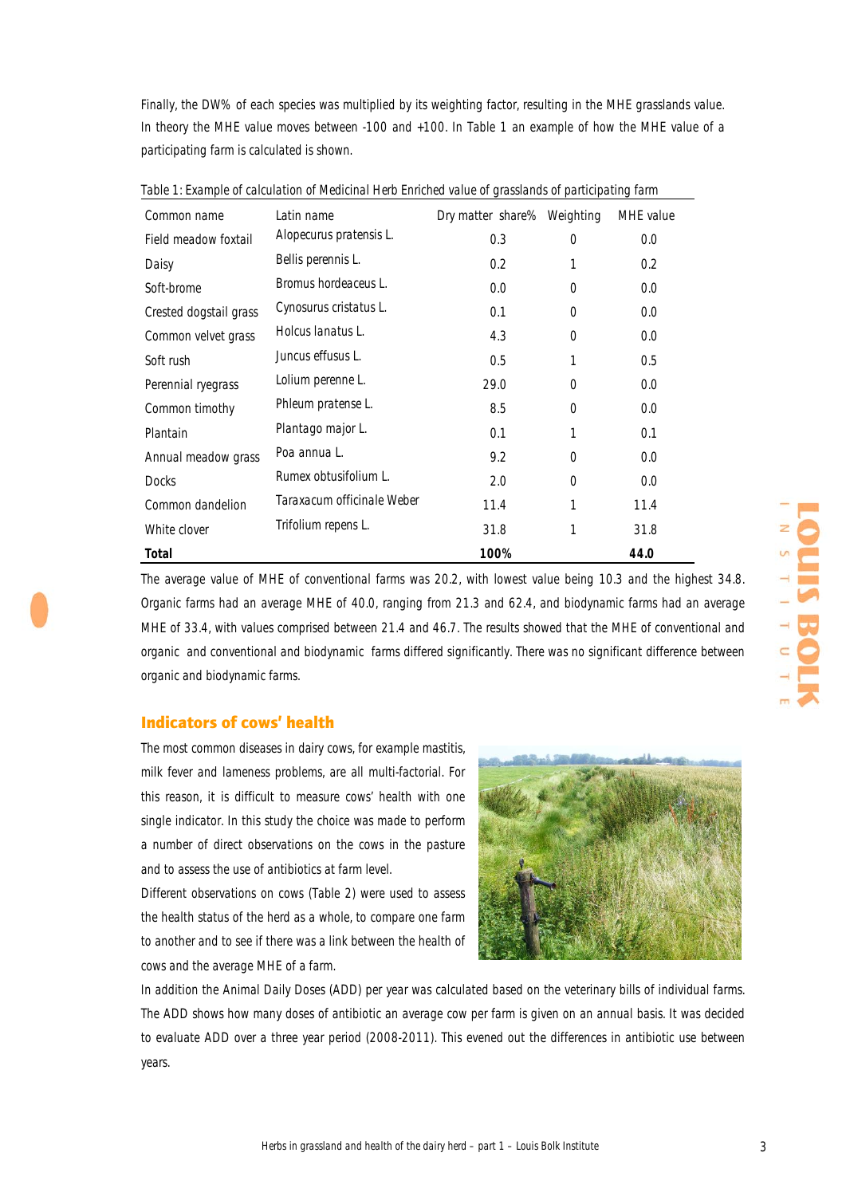Finally, the DW% of each species was multiplied by its weighting factor, resulting in the MHE grasslands value. In theory the MHE value moves between -100 and +100. In Table 1 an example of how the MHE value of a participating farm is calculated is shown.

Table 1: Example of calculation of Medicinal Herb Enriched value of grasslands of participating farm

| Common name | Latin name | Dry matter share% | Weighting | MHE value |
|---|---|---|---|---|
| Field meadow foxtail | Alopecurus pratensis L. | 0.3 | 0 | 0.0 |
| Daisy | Bellis perennis L. | 0.2 | 1 | 0.2 |
| Soft-brome | Bromus hordeaceus L. | 0.0 | 0 | 0.0 |
| Crested dogstail grass | Cynosurus cristatus L. | 0.1 | 0 | 0.0 |
| Common velvet grass | Holcus lanatus L. | 4.3 | 0 | 0.0 |
| Soft rush | Juncus effusus L. | 0.5 | 1 | 0.5 |
| Perennial ryegrass | Lolium perenne L. | 29.0 | 0 | 0.0 |
| Common timothy | Phleum pratense L. | 8.5 | 0 | 0.0 |
| Plantain | Plantago major L. | 0.1 | 1 | 0.1 |
| Annual meadow grass | Poa annua L. | 9.2 | 0 | 0.0 |
| Docks | Rumex obtusifolium L. | 2.0 | 0 | 0.0 |
| Common dandelion | Taraxacum officinale Weber | 11.4 | 1 | 11.4 |
| White clover | Trifolium repens L. | 31.8 | 1 | 31.8 |
| **Total** | | **100%** | | **44.0** |

The average value of MHE of conventional farms was 20.2, with lowest value being 10.3 and the highest 34.8. Organic farms had an average MHE of 40.0, ranging from 21.3 and 62.4, and biodynamic farms had an average MHE of 33.4, with values comprised between 21.4 and 46.7. The results showed that the MHE of conventional and organic and conventional and biodynamic farms differed significantly. There was no significant difference between organic and biodynamic farms.

## Indicators of cows' health

The most common diseases in dairy cows, for example mastitis, milk fever and lameness problems, are all multi-factorial. For this reason, it is difficult to measure cows' health with one single indicator. In this study the choice was made to perform a number of direct observations on the cows in the pasture and to assess the use of antibiotics at farm level.

Different observations on cows (Table 2) were used to assess the health status of the herd as a whole, to compare one farm to another and to see if there was a link between the health of cows and the average MHE of a farm.

In addition the Animal Daily Doses (ADD) per year was calculated based on the veterinary bills of individual farms. The ADD shows how many doses of antibiotic an average cow per farm is given on an annual basis. It was decided to evaluate ADD over a three year period (2008-2011). This evened out the differences in antibiotic use between years.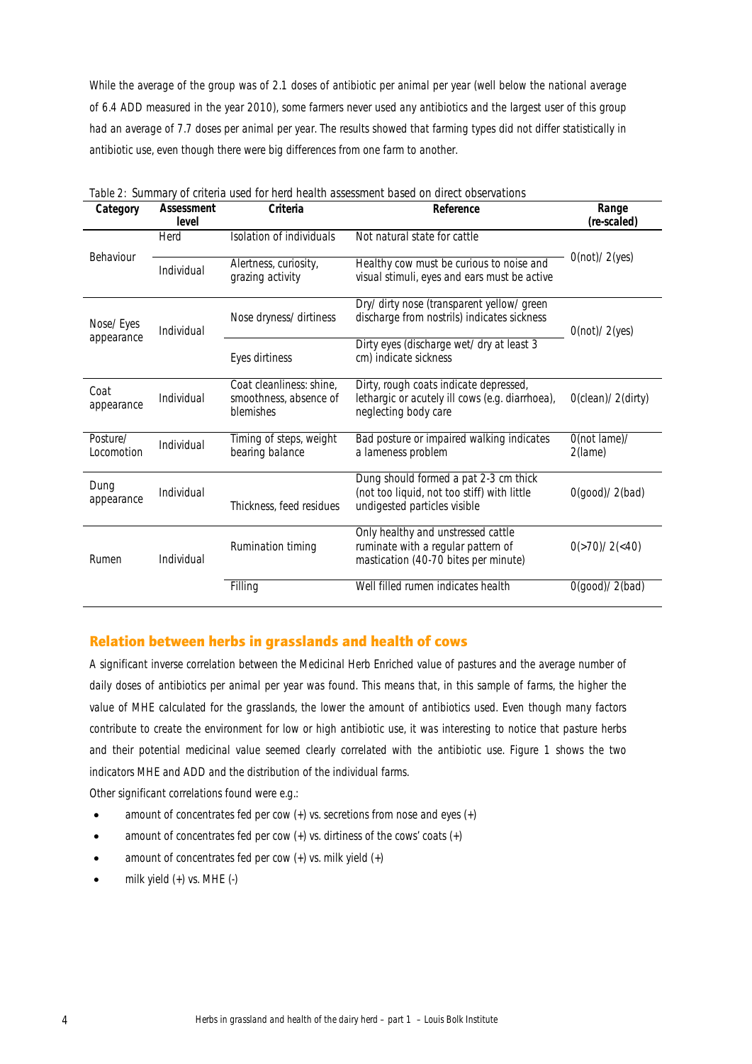While the average of the group was of 2.1 doses of antibiotic per animal per year (well below the national average of 6.4 ADD measured in the year 2010), some farmers never used any antibiotics and the largest user of this group had an average of 7.7 doses per animal per year. The results showed that farming types did not differ statistically in antibiotic use, even though there were big differences from one farm to another.

Table 2: Summary of criteria used for herd health assessment based on direct observations

| Category | Assessment level | Criteria | Reference | Range (re-scaled) |
|---|---|---|---|---|
| Behaviour | Herd | Isolation of individuals | Not natural state for cattle | 0(not)/ 2(yes) |
| | Individual | Alertness, curiosity, grazing activity | Healthy cow must be curious to noise and visual stimuli, eyes and ears must be active | |
| Nose/ Eyes appearance | Individual | Nose dryness/ dirtiness | Dry/ dirty nose (transparent yellow/ green discharge from nostrils) indicates sickness | 0(not)/ 2(yes) |
| | | Eyes dirtiness | Dirty eyes (discharge wet/ dry at least 3 cm) indicate sickness | |
| Coat appearance | Individual | Coat cleanliness: shine, smoothness, absence of blemishes | Dirty, rough coats indicate depressed, lethargic or acutely ill cows (e.g. diarrhoea), neglecting body care | 0(clean)/ 2(dirty) |
| Posture/ Locomotion | Individual | Timing of steps, weight bearing balance | Bad posture or impaired walking indicates a lameness problem | 0(not lame)/ 2(lame) |
| Dung appearance | Individual | Thickness, feed residues | Dung should formed a pat 2-3 cm thick (not too liquid, not too stiff) with little undigested particles visible | 0(good)/ 2(bad) |
| Rumen | Individual | Rumination timing | Only healthy and unstressed cattle ruminate with a regular pattern of mastication (40-70 bites per minute) | 0(>70)/ 2(<40) |
| | | Filling | Well filled rumen indicates health | 0(good)/ 2(bad) |

## Relation between herbs in grasslands and health of cows

A significant inverse correlation between the Medicinal Herb Enriched value of pastures and the average number of daily doses of antibiotics per animal per year was found. This means that, in this sample of farms, the higher the value of MHE calculated for the grasslands, the lower the amount of antibiotics used. Even though many factors contribute to create the environment for low or high antibiotic use, it was interesting to notice that pasture herbs and their potential medicinal value seemed clearly correlated with the antibiotic use. Figure 1 shows the two indicators MHE and ADD and the distribution of the individual farms.

Other significant correlations found were e.g.:

- amount of concentrates fed per cow (+) vs. secretions from nose and eyes (+)
- amount of concentrates fed per cow (+) vs. dirtiness of the cows' coats (+)
- amount of concentrates fed per cow (+) vs. milk yield (+)
- milk yield (+) vs. MHE (-)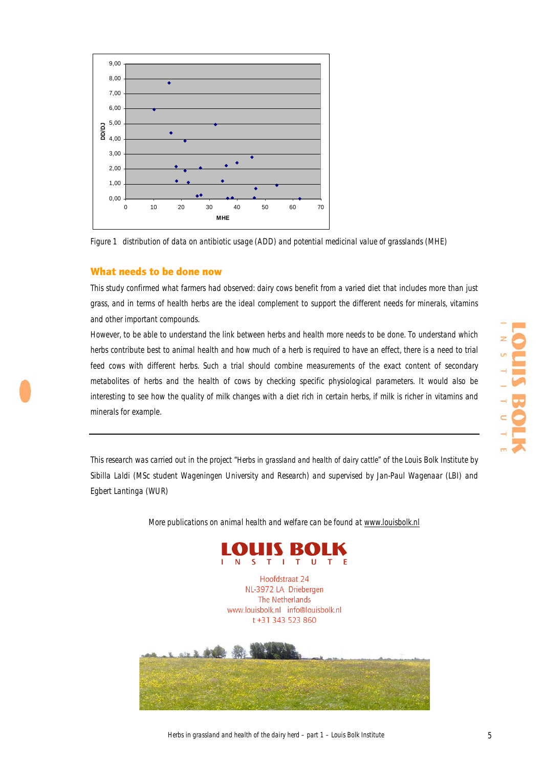9,00
8,00
7,00
6,00
5,00
4,00
3,00
2,00
1,00
0,00

DD/DJ

0 10 20 30 40 50 60 70

MHE

Figure 1 distribution of data on antibiotic usage (ADD) and potential medicinal value of grasslands (MHE)

## What needs to be done now

This study confirmed what farmers had observed: dairy cows benefit from a varied diet that includes more than just grass, and in terms of health herbs are the ideal complement to support the different needs for minerals, vitamins and other important compounds.

However, to be able to understand the link between herbs and health more needs to be done. To understand which herbs contribute best to animal health and how much of a herb is required to have an effect, there is a need to trial feed cows with different herbs. Such a trial should combine measurements of the exact content of secondary metabolites of herbs and the health of cows by checking specific physiological parameters. It would also be interesting to see how the quality of milk changes with a diet rich in certain herbs, if milk is richer in vitamins and minerals for example.

---

This research was carried out in the project "Herbs in grassland and health of dairy cattle" of the Louis Bolk Institute by Sibilla Laldi (MSc student Wageningen University and Research) and supervised by Jan-Paul Wagenaar (LBI) and Egbert Lantinga (WUR)

More publications on animal health and welfare can be found at www.louisbolk.nl

LOUIS BOLK INSTITUTE

Hoofdstraat 24
NL-3972 LA Driebergen
The Netherlands
www.louisbolk.nl info@louisbolk.nl
t +31 343 523 860